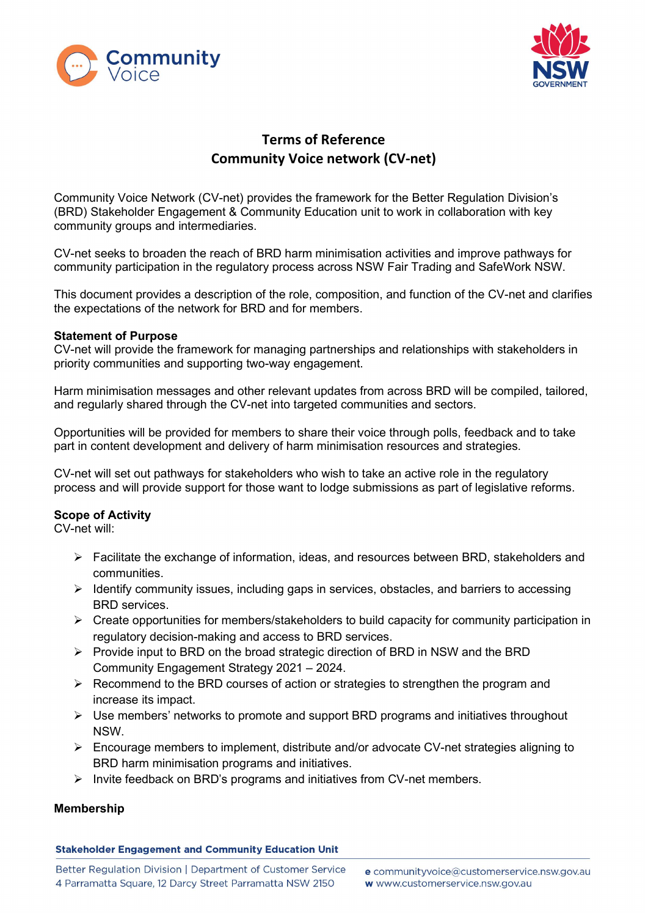# Terms of Reference
## Community Voice network (CV-net)

Community Voice Network (CV-net) provides the framework for the Better Regulation Division's (BRD) Stakeholder Engagement & Community Education unit to work in collaboration with key community groups and intermediaries.

CV-net seeks to broaden the reach of BRD harm minimisation activities and improve pathways for community participation in the regulatory process across NSW Fair Trading and SafeWork NSW.

This document provides a description of the role, composition, and function of the CV-net and clarifies the expectations of the network for BRD and for members.

**Statement of Purpose**

CV-net will provide the framework for managing partnerships and relationships with stakeholders in priority communities and supporting two-way engagement.

Harm minimisation messages and other relevant updates from across BRD will be compiled, tailored, and regularly shared through the CV-net into targeted communities and sectors.

Opportunities will be provided for members to share their voice through polls, feedback and to take part in content development and delivery of harm minimisation resources and strategies.

CV-net will set out pathways for stakeholders who wish to take an active role in the regulatory process and will provide support for those want to lodge submissions as part of legislative reforms.

**Scope of Activity**

CV-net will:

- Facilitate the exchange of information, ideas, and resources between BRD, stakeholders and communities.
- Identify community issues, including gaps in services, obstacles, and barriers to accessing BRD services.
- Create opportunities for members/stakeholders to build capacity for community participation in regulatory decision-making and access to BRD services.
- Provide input to BRD on the broad strategic direction of BRD in NSW and the BRD Community Engagement Strategy 2021 – 2024.
- Recommend to the BRD courses of action or strategies to strengthen the program and increase its impact.
- Use members' networks to promote and support BRD programs and initiatives throughout NSW.
- Encourage members to implement, distribute and/or advocate CV-net strategies aligning to BRD harm minimisation programs and initiatives.
- Invite feedback on BRD's programs and initiatives from CV-net members.

**Membership**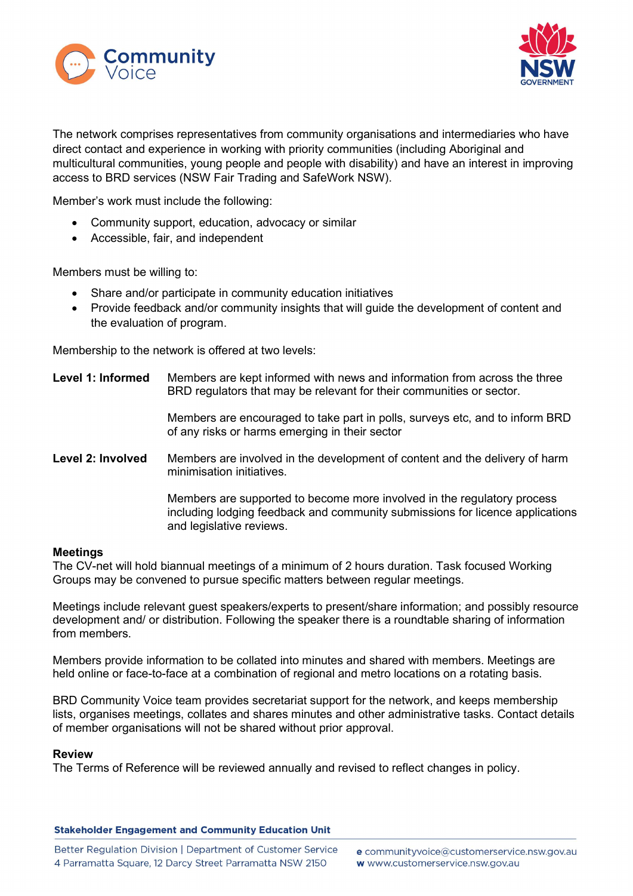The network comprises representatives from community organisations and intermediaries who have direct contact and experience in working with priority communities (including Aboriginal and multicultural communities, young people and people with disability) and have an interest in improving access to BRD services (NSW Fair Trading and SafeWork NSW).

Member's work must include the following:

- Community support, education, advocacy or similar
- Accessible, fair, and independent

Members must be willing to:

- Share and/or participate in community education initiatives
- Provide feedback and/or community insights that will guide the development of content and the evaluation of program.

Membership to the network is offered at two levels:

**Level 1: Informed**

Members are kept informed with news and information from across the three BRD regulators that may be relevant for their communities or sector.

Members are encouraged to take part in polls, surveys etc, and to inform BRD of any risks or harms emerging in their sector

**Level 2: Involved**

Members are involved in the development of content and the delivery of harm minimisation initiatives.

Members are supported to become more involved in the regulatory process including lodging feedback and community submissions for licence applications and legislative reviews.

**Meetings**

The CV-net will hold biannual meetings of a minimum of 2 hours duration. Task focused Working Groups may be convened to pursue specific matters between regular meetings.

Meetings include relevant guest speakers/experts to present/share information; and possibly resource development and/ or distribution. Following the speaker there is a roundtable sharing of information from members.

Members provide information to be collated into minutes and shared with members. Meetings are held online or face-to-face at a combination of regional and metro locations on a rotating basis.

BRD Community Voice team provides secretariat support for the network, and keeps membership lists, organises meetings, collates and shares minutes and other administrative tasks. Contact details of member organisations will not be shared without prior approval.

**Review**

The Terms of Reference will be reviewed annually and revised to reflect changes in policy.